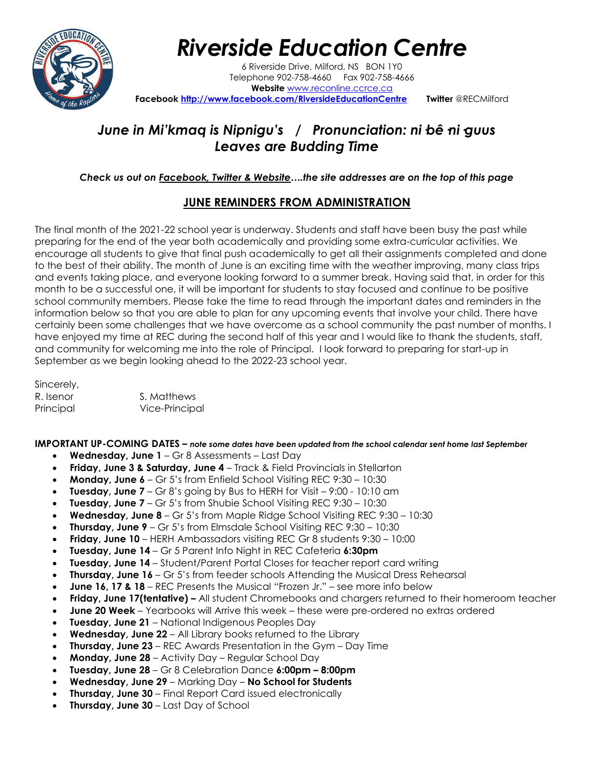# *Riverside Education Centre*

6 Riverside Drive, Milford, NS BON 1Y0
Telephone 902-758-4660 Fax 902-758-4666
**Website** www.reconline.ccrce.ca
**Facebook** **http://www.facebook.com/RiversideEducationCentre** **Twitter** @RECMilford

## *June in Mi'kmaq is Nipnigu's / Pronunciation: ni bê ni guus*
## *Leaves are Budding Time*

***Check us out on Facebook, Twitter & Website….the site addresses are on the top of this page***

## JUNE REMINDERS FROM ADMINISTRATION

The final month of the 2021-22 school year is underway. Students and staff have been busy the past while preparing for the end of the year both academically and providing some extra-curricular activities. We encourage all students to give that final push academically to get all their assignments completed and done to the best of their ability. The month of June is an exciting time with the weather improving, many class trips and events taking place, and everyone looking forward to a summer break. Having said that, in order for this month to be a successful one, it will be important for students to stay focused and continue to be positive school community members. Please take the time to read through the important dates and reminders in the information below so that you are able to plan for any upcoming events that involve your child. There have certainly been some challenges that we have overcome as a school community the past number of months. I have enjoyed my time at REC during the second half of this year and I would like to thank the students, staff, and community for welcoming me into the role of Principal. I look forward to preparing for start-up in September as we begin looking ahead to the 2022-23 school year.

Sincerely,

R. Isenor, Principal
S. Matthews, Vice-Principal

**IMPORTANT UP-COMING DATES –** ***note some dates have been updated from the school calendar sent home last September***

- **Wednesday, June 1** – Gr 8 Assessments – Last Day
- **Friday, June 3 & Saturday, June 4** – Track & Field Provincials in Stellarton
- **Monday, June 6** – Gr 5's from Enfield School Visiting REC 9:30 – 10:30
- **Tuesday, June 7** – Gr 8's going by Bus to HERH for Visit – 9:00 - 10:10 am
- **Tuesday, June 7** – Gr 5's from Shubie School Visiting REC 9:30 – 10:30
- **Wednesday, June 8** – Gr 5's from Maple Ridge School Visiting REC 9:30 – 10:30
- **Thursday, June 9** – Gr 5's from Elmsdale School Visiting REC 9:30 – 10:30
- **Friday, June 10** – HERH Ambassadors visiting REC Gr 8 students 9:30 – 10:00
- **Tuesday, June 14** – Gr 5 Parent Info Night in REC Cafeteria **6:30pm**
- **Tuesday, June 14** – Student/Parent Portal Closes for teacher report card writing
- **Thursday, June 16** – Gr 5's from feeder schools Attending the Musical Dress Rehearsal
- **June 16, 17 & 18** – REC Presents the Musical "Frozen Jr." – see more info below
- **Friday, June 17(tentative) –** All student Chromebooks and chargers returned to their homeroom teacher
- **June 20 Week** – Yearbooks will Arrive this week – these were pre-ordered no extras ordered
- **Tuesday, June 21** – National Indigenous Peoples Day
- **Wednesday, June 22** – All Library books returned to the Library
- **Thursday, June 23** – REC Awards Presentation in the Gym – Day Time
- **Monday, June 28** – Activity Day – Regular School Day
- **Tuesday, June 28** – Gr 8 Celebration Dance **6:00pm – 8:00pm**
- **Wednesday, June 29** – Marking Day – **No School for Students**
- **Thursday, June 30** – Final Report Card issued electronically
- **Thursday, June 30** – Last Day of School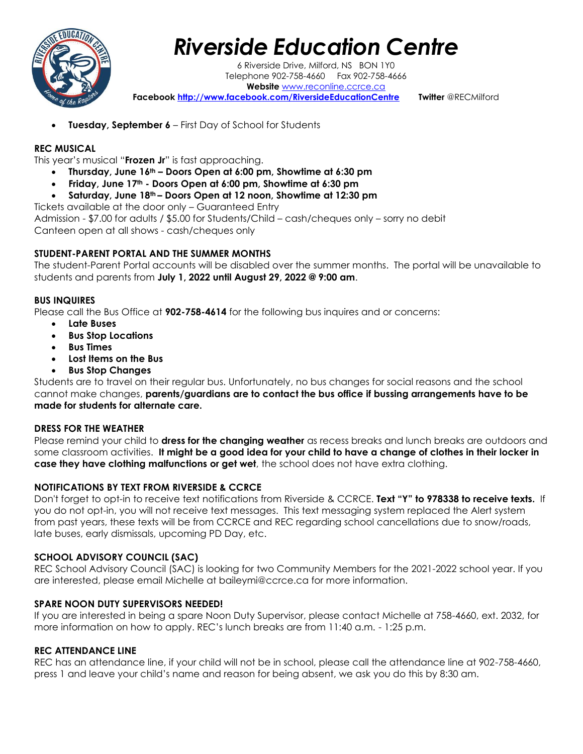# Riverside Education Centre

6 Riverside Drive, Milford, NS BON 1Y0
Telephone 902-758-4660 Fax 902-758-4666
**Website** www.reconline.ccrce.ca
**Facebook** http://www.facebook.com/RiversideEducationCentre **Twitter** @RECMilford

- **Tuesday, September 6** – First Day of School for Students

**REC MUSICAL**

This year's musical "**Frozen Jr**" is fast approaching.

- **Thursday, June 16th – Doors Open at 6:00 pm, Showtime at 6:30 pm**
- **Friday, June 17th - Doors Open at 6:00 pm, Showtime at 6:30 pm**
- **Saturday, June 18th – Doors Open at 12 noon, Showtime at 12:30 pm**

Tickets available at the door only – Guaranteed Entry
Admission - $7.00 for adults / $5.00 for Students/Child – cash/cheques only – sorry no debit
Canteen open at all shows - cash/cheques only

**STUDENT-PARENT PORTAL AND THE SUMMER MONTHS**

The student-Parent Portal accounts will be disabled over the summer months. The portal will be unavailable to students and parents from **July 1, 2022 until August 29, 2022 @ 9:00 am**.

**BUS INQUIRES**

Please call the Bus Office at **902-758-4614** for the following bus inquires and or concerns:

- **Late Buses**
- **Bus Stop Locations**
- **Bus Times**
- **Lost Items on the Bus**
- **Bus Stop Changes**

Students are to travel on their regular bus. Unfortunately, no bus changes for social reasons and the school cannot make changes, **parents/guardians are to contact the bus office if bussing arrangements have to be made for students for alternate care.**

**DRESS FOR THE WEATHER**

Please remind your child to **dress for the changing weather** as recess breaks and lunch breaks are outdoors and some classroom activities. **It might be a good idea for your child to have a change of clothes in their locker in case they have clothing malfunctions or get wet**, the school does not have extra clothing.

**NOTIFICATIONS BY TEXT FROM RIVERSIDE & CCRCE**

Don't forget to opt-in to receive text notifications from Riverside & CCRCE. **Text "Y" to 978338 to receive texts.** If you do not opt-in, you will not receive text messages. This text messaging system replaced the Alert system from past years, these texts will be from CCRCE and REC regarding school cancellations due to snow/roads, late buses, early dismissals, upcoming PD Day, etc.

**SCHOOL ADVISORY COUNCIL (SAC)**

REC School Advisory Council (SAC) is looking for two Community Members for the 2021-2022 school year. If you are interested, please email Michelle at baileymi@ccrce.ca for more information.

**SPARE NOON DUTY SUPERVISORS NEEDED!**

If you are interested in being a spare Noon Duty Supervisor, please contact Michelle at 758-4660, ext. 2032, for more information on how to apply. REC's lunch breaks are from 11:40 a.m. - 1:25 p.m.

**REC ATTENDANCE LINE**

REC has an attendance line, if your child will not be in school, please call the attendance line at 902-758-4660, press 1 and leave your child's name and reason for being absent, we ask you do this by 8:30 am.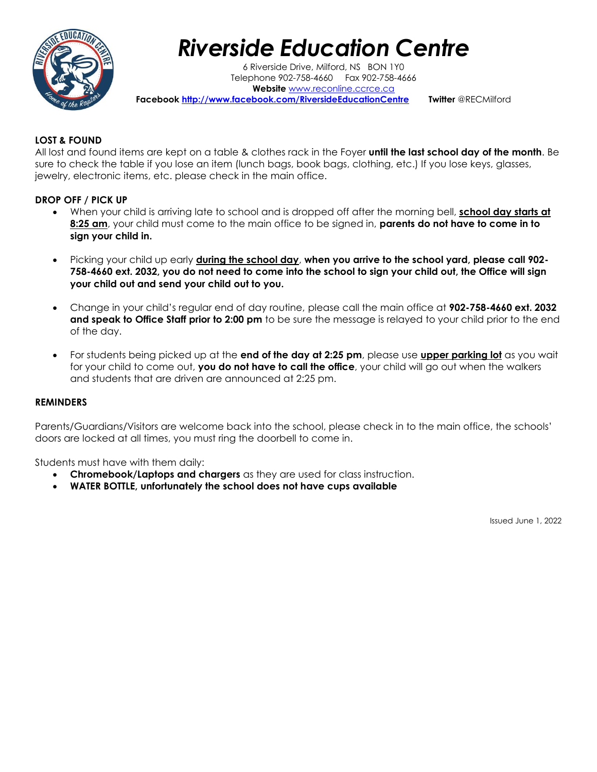# *Riverside Education Centre*

6 Riverside Drive, Milford, NS B0N 1Y0
Telephone 902-758-4660 Fax 902-758-4666
**Website** www.reconline.ccrce.ca
**Facebook** **http://www.facebook.com/RiversideEducationCentre** **Twitter** @RECMilford

**LOST & FOUND**

All lost and found items are kept on a table & clothes rack in the Foyer **until the last school day of the month**. Be sure to check the table if you lose an item (lunch bags, book bags, clothing, etc.) If you lose keys, glasses, jewelry, electronic items, etc. please check in the main office.

**DROP OFF / PICK UP**

- When your child is arriving late to school and is dropped off after the morning bell, **school day starts at 8:25 am**, your child must come to the main office to be signed in, **parents do not have to come in to sign your child in.**
- Picking your child up early **during the school day**, **when you arrive to the school yard, please call 902-758-4660 ext. 2032, you do not need to come into the school to sign your child out, the Office will sign your child out and send your child out to you.**
- Change in your child's regular end of day routine, please call the main office at **902-758-4660 ext. 2032 and speak to Office Staff prior to 2:00 pm** to be sure the message is relayed to your child prior to the end of the day.
- For students being picked up at the **end of the day at 2:25 pm**, please use **upper parking lot** as you wait for your child to come out, **you do not have to call the office**, your child will go out when the walkers and students that are driven are announced at 2:25 pm.

**REMINDERS**

Parents/Guardians/Visitors are welcome back into the school, please check in to the main office, the schools' doors are locked at all times, you must ring the doorbell to come in.

Students must have with them daily:

- **Chromebook/Laptops and chargers** as they are used for class instruction.
- **WATER BOTTLE, unfortunately the school does not have cups available**

Issued June 1, 2022